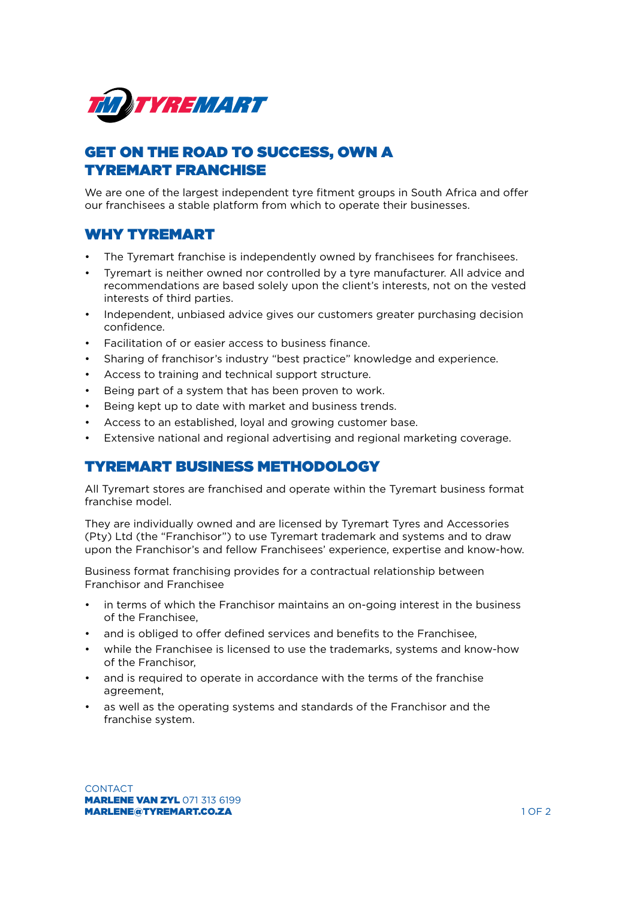# GET ON THE ROAD TO SUCCESS, OWN A TYREMART FRANCHISE

We are one of the largest independent tyre fitment groups in South Africa and offer our franchisees a stable platform from which to operate their businesses.

## WHY TYREMART

- The Tyremart franchise is independently owned by franchisees for franchisees.
- Tyremart is neither owned nor controlled by a tyre manufacturer. All advice and recommendations are based solely upon the client's interests, not on the vested interests of third parties.
- Independent, unbiased advice gives our customers greater purchasing decision confidence.
- Facilitation of or easier access to business finance.
- Sharing of franchisor's industry "best practice" knowledge and experience.
- Access to training and technical support structure.
- Being part of a system that has been proven to work.
- Being kept up to date with market and business trends.
- Access to an established, loyal and growing customer base.
- Extensive national and regional advertising and regional marketing coverage.

## TYREMART BUSINESS METHODOLOGY

All Tyremart stores are franchised and operate within the Tyremart business format franchise model.

They are individually owned and are licensed by Tyremart Tyres and Accessories (Pty) Ltd (the "Franchisor") to use Tyremart trademark and systems and to draw upon the Franchisor's and fellow Franchisees' experience, expertise and know-how.

Business format franchising provides for a contractual relationship between Franchisor and Franchisee

- in terms of which the Franchisor maintains an on-going interest in the business of the Franchisee,
- and is obliged to offer defined services and benefits to the Franchisee,
- while the Franchisee is licensed to use the trademarks, systems and know-how of the Franchisor,
- and is required to operate in accordance with the terms of the franchise agreement,
- as well as the operating systems and standards of the Franchisor and the franchise system.

CONTACT
**MARLENE VAN ZYL** 071 313 6199
**MARLENE@TYREMART.CO.ZA**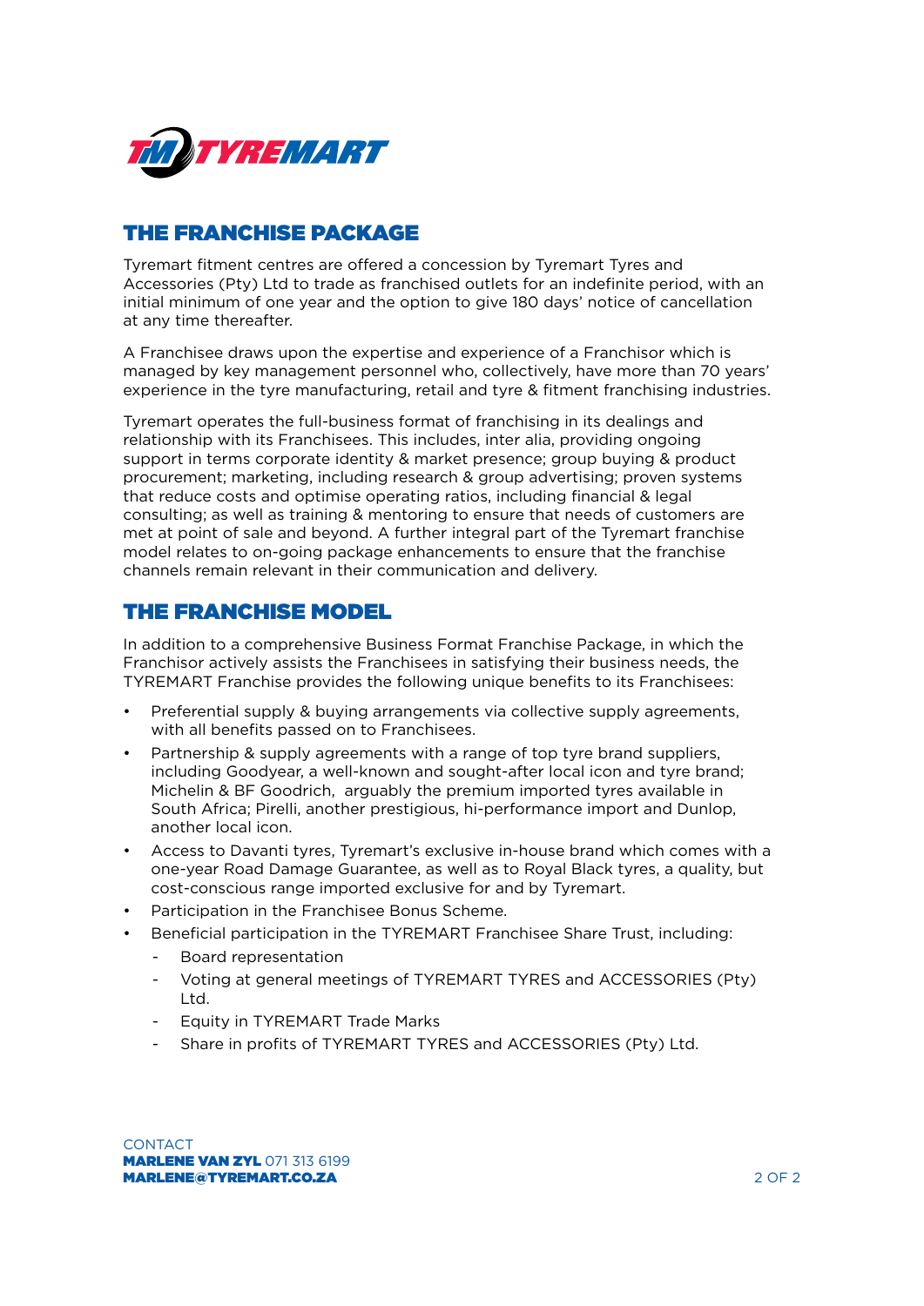# THE FRANCHISE PACKAGE

Tyremart fitment centres are offered a concession by Tyremart Tyres and Accessories (Pty) Ltd to trade as franchised outlets for an indefinite period, with an initial minimum of one year and the option to give 180 days' notice of cancellation at any time thereafter.

A Franchisee draws upon the expertise and experience of a Franchisor which is managed by key management personnel who, collectively, have more than 70 years' experience in the tyre manufacturing, retail and tyre & fitment franchising industries.

Tyremart operates the full-business format of franchising in its dealings and relationship with its Franchisees. This includes, inter alia, providing ongoing support in terms corporate identity & market presence; group buying & product procurement; marketing, including research & group advertising; proven systems that reduce costs and optimise operating ratios, including financial & legal consulting; as well as training & mentoring to ensure that needs of customers are met at point of sale and beyond. A further integral part of the Tyremart franchise model relates to on-going package enhancements to ensure that the franchise channels remain relevant in their communication and delivery.

# THE FRANCHISE MODEL

In addition to a comprehensive Business Format Franchise Package, in which the Franchisor actively assists the Franchisees in satisfying their business needs, the TYREMART Franchise provides the following unique benefits to its Franchisees:

- Preferential supply & buying arrangements via collective supply agreements, with all benefits passed on to Franchisees.
- Partnership & supply agreements with a range of top tyre brand suppliers, including Goodyear, a well-known and sought-after local icon and tyre brand; Michelin & BF Goodrich, arguably the premium imported tyres available in South Africa; Pirelli, another prestigious, hi-performance import and Dunlop, another local icon.
- Access to Davanti tyres, Tyremart's exclusive in-house brand which comes with a one-year Road Damage Guarantee, as well as to Royal Black tyres, a quality, but cost-conscious range imported exclusive for and by Tyremart.
- Participation in the Franchisee Bonus Scheme.
- Beneficial participation in the TYREMART Franchisee Share Trust, including:
  - Board representation
  - Voting at general meetings of TYREMART TYRES and ACCESSORIES (Pty) Ltd.
  - Equity in TYREMART Trade Marks
  - Share in profits of TYREMART TYRES and ACCESSORIES (Pty) Ltd.

CONTACT
**MARLENE VAN ZYL** 071 313 6199
**MARLENE@TYREMART.CO.ZA**